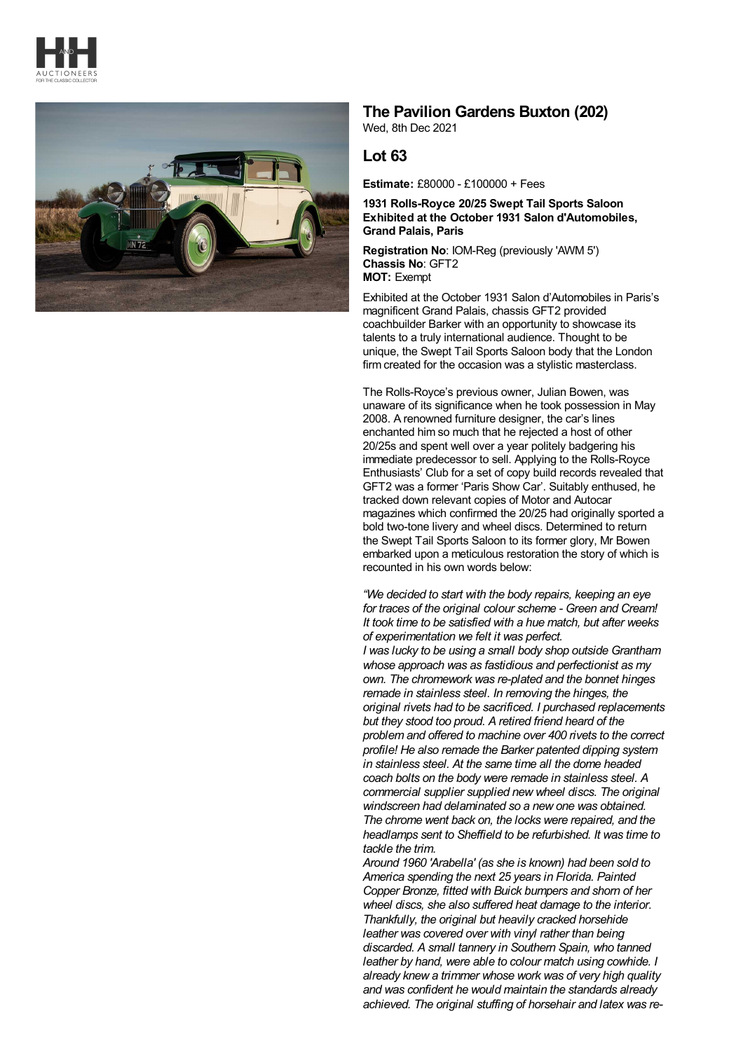## The Pavilion Gardens Buxton (202)

Wed, 8th Dec 2021

## Lot 63

**Estimate:** £80000 - £100000 + Fees

**1931 Rolls-Royce 20/25 Swept Tail Sports Saloon Exhibited at the October 1931 Salon d'Automobiles, Grand Palais, Paris**

**Registration No**: IOM-Reg (previously 'AWM 5')
**Chassis No**: GFT2
**MOT:** Exempt

Exhibited at the October 1931 Salon d'Automobiles in Paris's magnificent Grand Palais, chassis GFT2 provided coachbuilder Barker with an opportunity to showcase its talents to a truly international audience. Thought to be unique, the Swept Tail Sports Saloon body that the London firm created for the occasion was a stylistic masterclass.

The Rolls-Royce's previous owner, Julian Bowen, was unaware of its significance when he took possession in May 2008. A renowned furniture designer, the car's lines enchanted him so much that he rejected a host of other 20/25s and spent well over a year politely badgering his immediate predecessor to sell. Applying to the Rolls-Royce Enthusiasts' Club for a set of copy build records revealed that GFT2 was a former 'Paris Show Car'. Suitably enthused, he tracked down relevant copies of Motor and Autocar magazines which confirmed the 20/25 had originally sported a bold two-tone livery and wheel discs. Determined to return the Swept Tail Sports Saloon to its former glory, Mr Bowen embarked upon a meticulous restoration the story of which is recounted in his own words below:

*"We decided to start with the body repairs, keeping an eye for traces of the original colour scheme - Green and Cream! It took time to be satisfied with a hue match, but after weeks of experimentation we felt it was perfect.*
*I was lucky to be using a small body shop outside Grantham whose approach was as fastidious and perfectionist as my own. The chromework was re-plated and the bonnet hinges remade in stainless steel. In removing the hinges, the original rivets had to be sacrificed. I purchased replacements but they stood too proud. A retired friend heard of the problem and offered to machine over 400 rivets to the correct profile! He also remade the Barker patented dipping system in stainless steel. At the same time all the dome headed coach bolts on the body were remade in stainless steel. A commercial supplier supplied new wheel discs. The original windscreen had delaminated so a new one was obtained. The chrome went back on, the locks were repaired, and the headlamps sent to Sheffield to be refurbished. It was time to tackle the trim.*
*Around 1960 'Arabella' (as she is known) had been sold to America spending the next 25 years in Florida. Painted Copper Bronze, fitted with Buick bumpers and shorn of her wheel discs, she also suffered heat damage to the interior. Thankfully, the original but heavily cracked horsehide leather was covered over with vinyl rather than being discarded. A small tannery in Southern Spain, who tanned leather by hand, were able to colour match using cowhide. I already knew a trimmer whose work was of very high quality and was confident he would maintain the standards already achieved. The original stuffing of horsehair and latex was re-*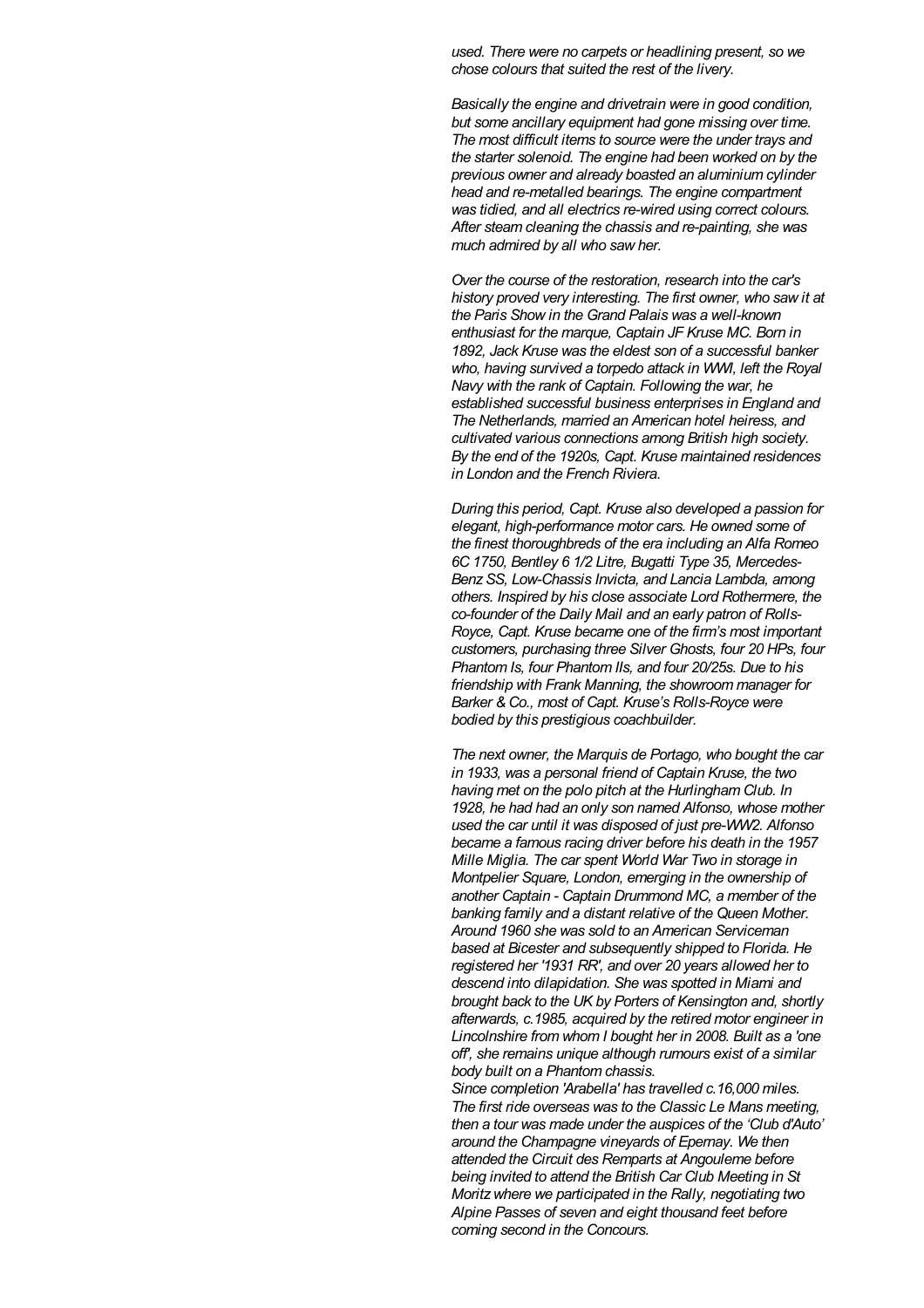*used. There were no carpets or headlining present, so we chose colours that suited the rest of the livery.*

*Basically the engine and drivetrain were in good condition, but some ancillary equipment had gone missing over time. The most difficult items to source were the under trays and the starter solenoid. The engine had been worked on by the previous owner and already boasted an aluminium cylinder head and re-metalled bearings. The engine compartment was tidied, and all electrics re-wired using correct colours. After steam cleaning the chassis and re-painting, she was much admired by all who saw her.*

*Over the course of the restoration, research into the car's history proved very interesting. The first owner, who saw it at the Paris Show in the Grand Palais was a well-known enthusiast for the marque, Captain JF Kruse MC. Born in 1892, Jack Kruse was the eldest son of a successful banker who, having survived a torpedo attack in WWI, left the Royal Navy with the rank of Captain. Following the war, he established successful business enterprises in England and The Netherlands, married an American hotel heiress, and cultivated various connections among British high society. By the end of the 1920s, Capt. Kruse maintained residences in London and the French Riviera.*

*During this period, Capt. Kruse also developed a passion for elegant, high-performance motor cars. He owned some of the finest thoroughbreds of the era including an Alfa Romeo 6C 1750, Bentley 6 1/2 Litre, Bugatti Type 35, Mercedes-Benz SS, Low-Chassis Invicta, and Lancia Lambda, among others. Inspired by his close associate Lord Rothermere, the co-founder of the Daily Mail and an early patron of Rolls-Royce, Capt. Kruse became one of the firm's most important customers, purchasing three Silver Ghosts, four 20 HPs, four Phantom Is, four Phantom IIs, and four 20/25s. Due to his friendship with Frank Manning, the showroom manager for Barker & Co., most of Capt. Kruse's Rolls-Royce were bodied by this prestigious coachbuilder.*

*The next owner, the Marquis de Portago, who bought the car in 1933, was a personal friend of Captain Kruse, the two having met on the polo pitch at the Hurlingham Club. In 1928, he had had an only son named Alfonso, whose mother used the car until it was disposed of just pre-WW2. Alfonso became a famous racing driver before his death in the 1957 Mille Miglia. The car spent World War Two in storage in Montpelier Square, London, emerging in the ownership of another Captain - Captain Drummond MC, a member of the banking family and a distant relative of the Queen Mother. Around 1960 she was sold to an American Serviceman based at Bicester and subsequently shipped to Florida. He registered her '1931 RR', and over 20 years allowed her to descend into dilapidation. She was spotted in Miami and brought back to the UK by Porters of Kensington and, shortly afterwards, c.1985, acquired by the retired motor engineer in Lincolnshire from whom I bought her in 2008. Built as a 'one off', she remains unique although rumours exist of a similar body built on a Phantom chassis.*

*Since completion 'Arabella' has travelled c.16,000 miles. The first ride overseas was to the Classic Le Mans meeting, then a tour was made under the auspices of the 'Club d'Auto' around the Champagne vineyards of Epernay. We then attended the Circuit des Remparts at Angouleme before being invited to attend the British Car Club Meeting in St Moritz where we participated in the Rally, negotiating two Alpine Passes of seven and eight thousand feet before coming second in the Concours.*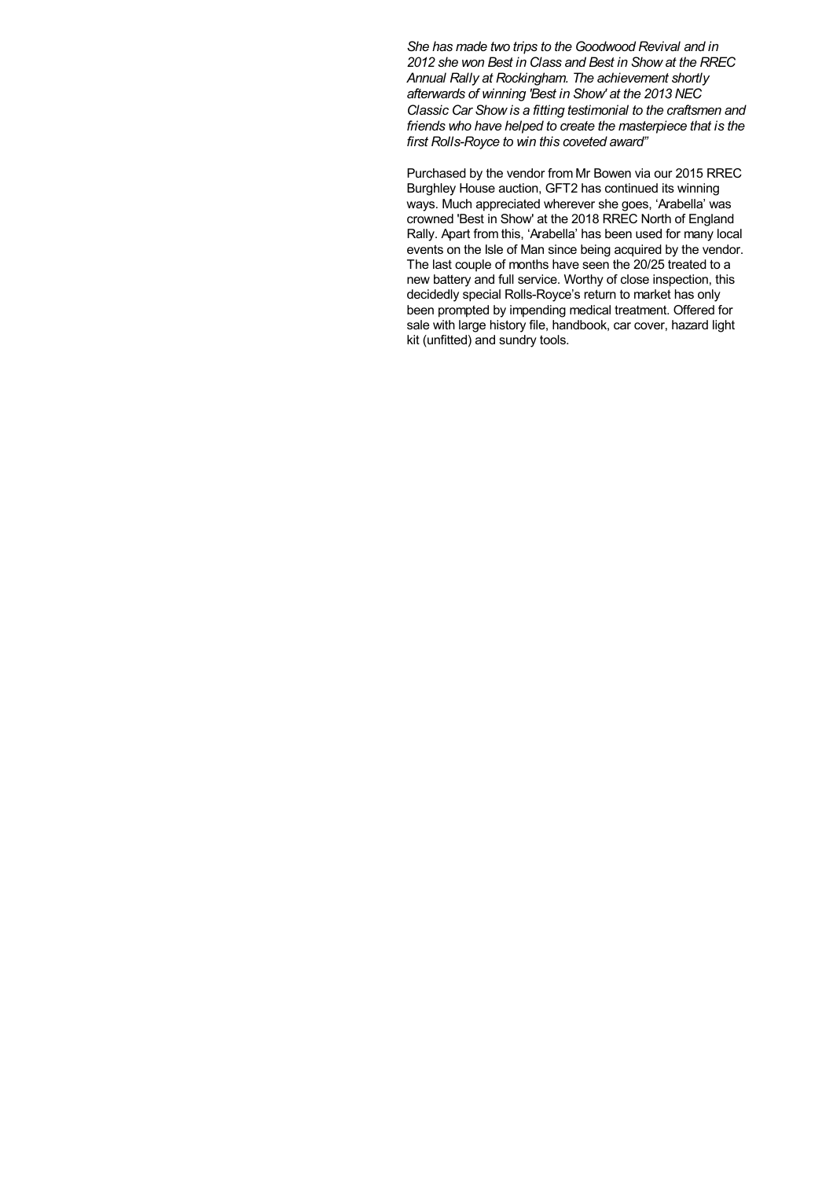*She has made two trips to the Goodwood Revival and in 2012 she won Best in Class and Best in Show at the RREC Annual Rally at Rockingham. The achievement shortly afterwards of winning 'Best in Show' at the 2013 NEC Classic Car Show is a fitting testimonial to the craftsmen and friends who have helped to create the masterpiece that is the first Rolls-Royce to win this coveted award"*

Purchased by the vendor from Mr Bowen via our 2015 RREC Burghley House auction, GFT2 has continued its winning ways. Much appreciated wherever she goes, 'Arabella' was crowned 'Best in Show' at the 2018 RREC North of England Rally. Apart from this, 'Arabella' has been used for many local events on the Isle of Man since being acquired by the vendor. The last couple of months have seen the 20/25 treated to a new battery and full service. Worthy of close inspection, this decidedly special Rolls-Royce's return to market has only been prompted by impending medical treatment. Offered for sale with large history file, handbook, car cover, hazard light kit (unfitted) and sundry tools.